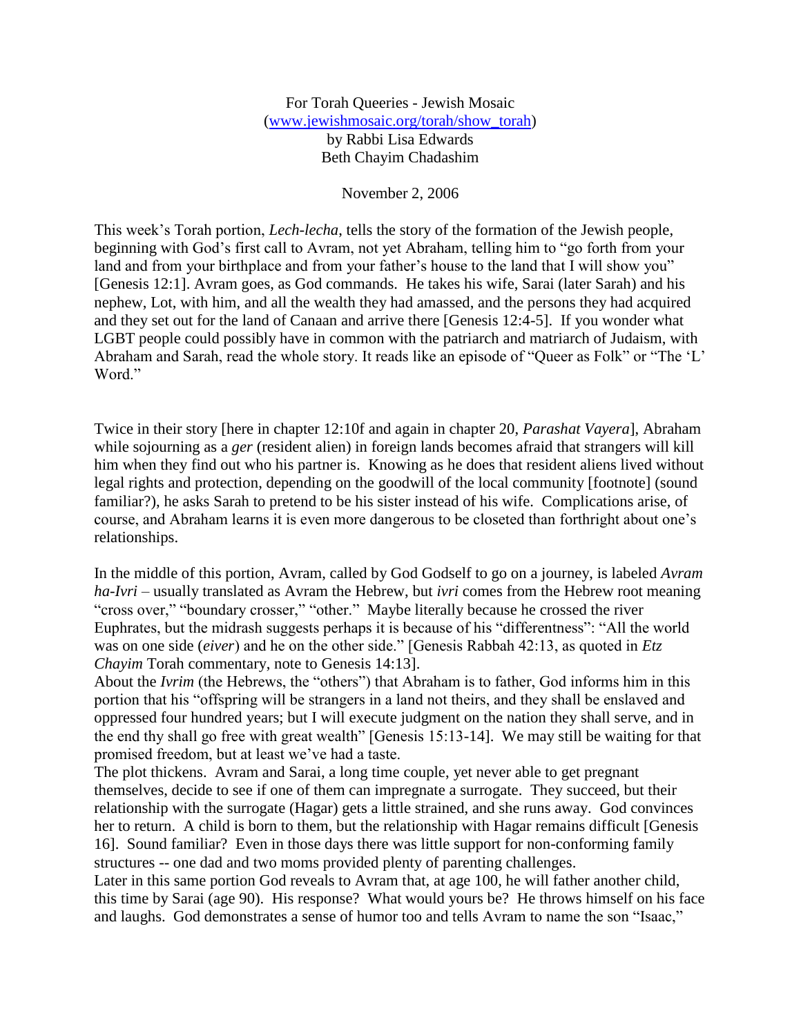For Torah Queeries - Jewish Mosaic
(www.jewishmosaic.org/torah/show_torah)
by Rabbi Lisa Edwards
Beth Chayim Chadashim

November 2, 2006

This week's Torah portion, *Lech-lecha*, tells the story of the formation of the Jewish people, beginning with God's first call to Avram, not yet Abraham, telling him to "go forth from your land and from your birthplace and from your father's house to the land that I will show you" [Genesis 12:1]. Avram goes, as God commands. He takes his wife, Sarai (later Sarah) and his nephew, Lot, with him, and all the wealth they had amassed, and the persons they had acquired and they set out for the land of Canaan and arrive there [Genesis 12:4-5]. If you wonder what LGBT people could possibly have in common with the patriarch and matriarch of Judaism, with Abraham and Sarah, read the whole story. It reads like an episode of "Queer as Folk" or "The 'L' Word."

Twice in their story [here in chapter 12:10f and again in chapter 20, *Parashat Vayera*], Abraham while sojourning as a *ger* (resident alien) in foreign lands becomes afraid that strangers will kill him when they find out who his partner is. Knowing as he does that resident aliens lived without legal rights and protection, depending on the goodwill of the local community [footnote] (sound familiar?), he asks Sarah to pretend to be his sister instead of his wife. Complications arise, of course, and Abraham learns it is even more dangerous to be closeted than forthright about one's relationships.

In the middle of this portion, Avram, called by God Godself to go on a journey, is labeled *Avram ha-Ivri* – usually translated as Avram the Hebrew, but *ivri* comes from the Hebrew root meaning "cross over," "boundary crosser," "other." Maybe literally because he crossed the river Euphrates, but the midrash suggests perhaps it is because of his "differentness": "All the world was on one side (*eiver*) and he on the other side." [Genesis Rabbah 42:13, as quoted in *Etz Chayim* Torah commentary, note to Genesis 14:13].

About the *Ivrim* (the Hebrews, the "others") that Abraham is to father, God informs him in this portion that his "offspring will be strangers in a land not theirs, and they shall be enslaved and oppressed four hundred years; but I will execute judgment on the nation they shall serve, and in the end thy shall go free with great wealth" [Genesis 15:13-14]. We may still be waiting for that promised freedom, but at least we've had a taste.

The plot thickens. Avram and Sarai, a long time couple, yet never able to get pregnant themselves, decide to see if one of them can impregnate a surrogate. They succeed, but their relationship with the surrogate (Hagar) gets a little strained, and she runs away. God convinces her to return. A child is born to them, but the relationship with Hagar remains difficult [Genesis 16]. Sound familiar? Even in those days there was little support for non-conforming family structures -- one dad and two moms provided plenty of parenting challenges.

Later in this same portion God reveals to Avram that, at age 100, he will father another child, this time by Sarai (age 90). His response? What would yours be? He throws himself on his face and laughs. God demonstrates a sense of humor too and tells Avram to name the son "Isaac,"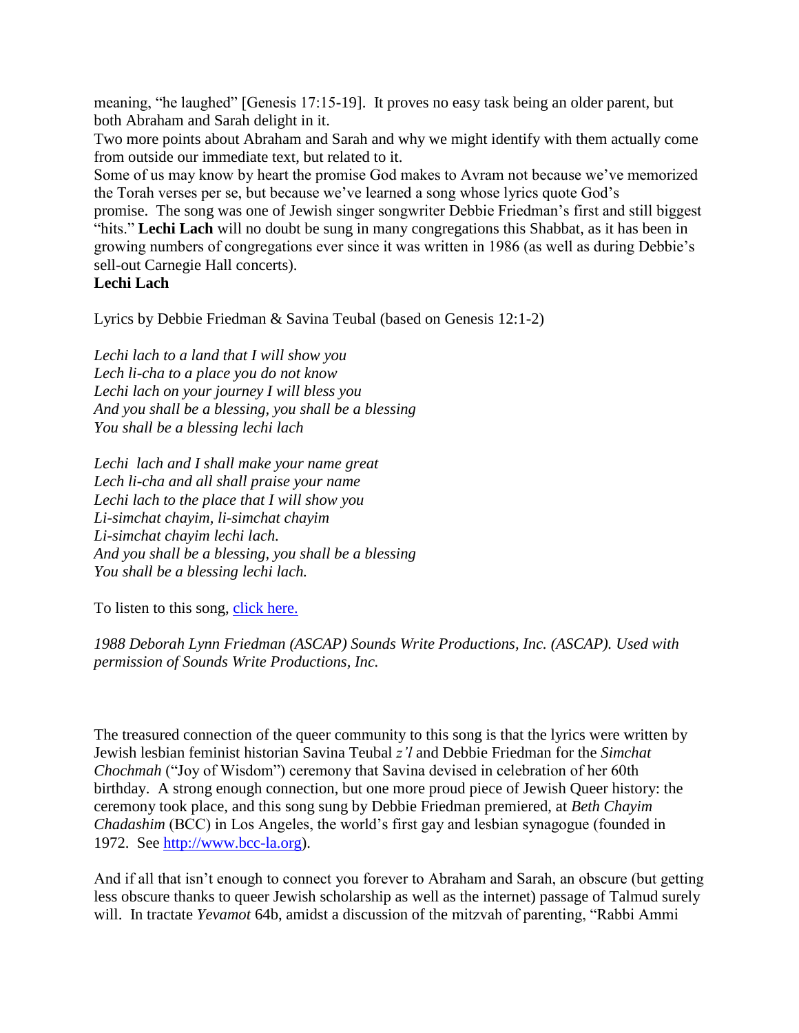meaning, "he laughed" [Genesis 17:15-19]. It proves no easy task being an older parent, but both Abraham and Sarah delight in it.

Two more points about Abraham and Sarah and why we might identify with them actually come from outside our immediate text, but related to it.

Some of us may know by heart the promise God makes to Avram not because we've memorized the Torah verses per se, but because we've learned a song whose lyrics quote God's promise. The song was one of Jewish singer songwriter Debbie Friedman's first and still biggest "hits." **Lechi Lach** will no doubt be sung in many congregations this Shabbat, as it has been in growing numbers of congregations ever since it was written in 1986 (as well as during Debbie's sell-out Carnegie Hall concerts).

**Lechi Lach**

Lyrics by Debbie Friedman & Savina Teubal (based on Genesis 12:1-2)

*Lechi lach to a land that I will show you*
*Lech li-cha to a place you do not know*
*Lechi lach on your journey I will bless you*
*And you shall be a blessing, you shall be a blessing*
*You shall be a blessing lechi lach*

*Lechi lach and I shall make your name great*
*Lech li-cha and all shall praise your name*
*Lechi lach to the place that I will show you*
*Li-simchat chayim, li-simchat chayim*
*Li-simchat chayim lechi lach.*
*And you shall be a blessing, you shall be a blessing*
*You shall be a blessing lechi lach.*

To listen to this song, click here.

*1988 Deborah Lynn Friedman (ASCAP) Sounds Write Productions, Inc. (ASCAP). Used with permission of Sounds Write Productions, Inc.*

The treasured connection of the queer community to this song is that the lyrics were written by Jewish lesbian feminist historian Savina Teubal *z'l* and Debbie Friedman for the *Simchat Chochmah* ("Joy of Wisdom") ceremony that Savina devised in celebration of her 60th birthday. A strong enough connection, but one more proud piece of Jewish Queer history: the ceremony took place, and this song sung by Debbie Friedman premiered, at *Beth Chayim Chadashim* (BCC) in Los Angeles, the world's first gay and lesbian synagogue (founded in 1972. See http://www.bcc-la.org).

And if all that isn't enough to connect you forever to Abraham and Sarah, an obscure (but getting less obscure thanks to queer Jewish scholarship as well as the internet) passage of Talmud surely will. In tractate *Yevamot* 64b, amidst a discussion of the mitzvah of parenting, "Rabbi Ammi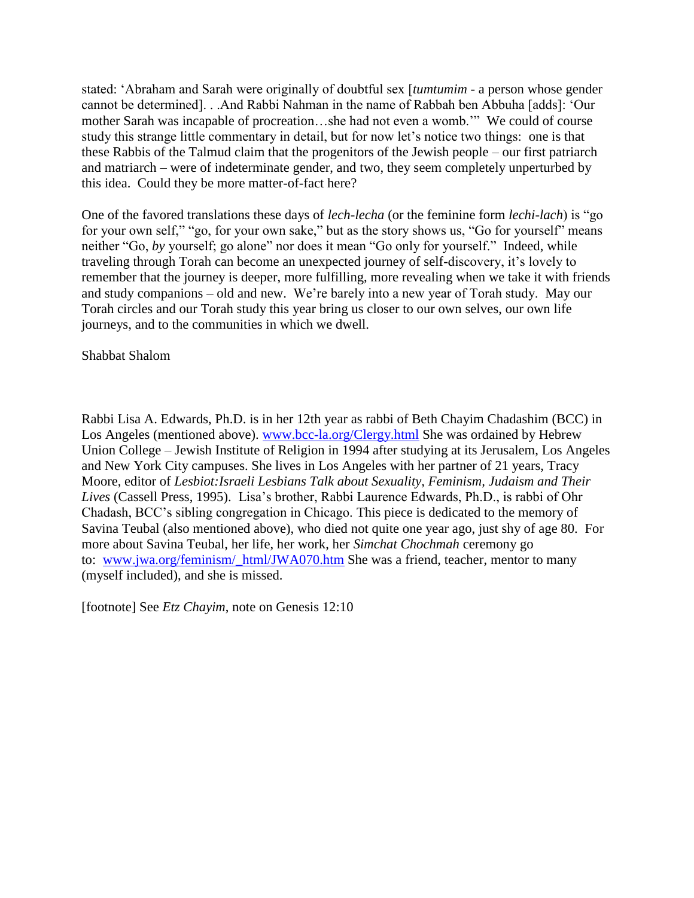stated: 'Abraham and Sarah were originally of doubtful sex [*tumtumim* - a person whose gender cannot be determined]. . .And Rabbi Nahman in the name of Rabbah ben Abbuha [adds]: 'Our mother Sarah was incapable of procreation…she had not even a womb.'" We could of course study this strange little commentary in detail, but for now let's notice two things: one is that these Rabbis of the Talmud claim that the progenitors of the Jewish people – our first patriarch and matriarch – were of indeterminate gender, and two, they seem completely unperturbed by this idea. Could they be more matter-of-fact here?

One of the favored translations these days of *lech-lecha* (or the feminine form *lechi-lach*) is "go for your own self," "go, for your own sake," but as the story shows us, "Go for yourself" means neither "Go, *by* yourself; go alone" nor does it mean "Go only for yourself." Indeed, while traveling through Torah can become an unexpected journey of self-discovery, it's lovely to remember that the journey is deeper, more fulfilling, more revealing when we take it with friends and study companions – old and new. We're barely into a new year of Torah study. May our Torah circles and our Torah study this year bring us closer to our own selves, our own life journeys, and to the communities in which we dwell.

Shabbat Shalom

Rabbi Lisa A. Edwards, Ph.D. is in her 12th year as rabbi of Beth Chayim Chadashim (BCC) in Los Angeles (mentioned above). www.bcc-la.org/Clergy.html She was ordained by Hebrew Union College – Jewish Institute of Religion in 1994 after studying at its Jerusalem, Los Angeles and New York City campuses. She lives in Los Angeles with her partner of 21 years, Tracy Moore, editor of *Lesbiot:Israeli Lesbians Talk about Sexuality, Feminism, Judaism and Their Lives* (Cassell Press, 1995). Lisa's brother, Rabbi Laurence Edwards, Ph.D., is rabbi of Ohr Chadash, BCC's sibling congregation in Chicago. This piece is dedicated to the memory of Savina Teubal (also mentioned above), who died not quite one year ago, just shy of age 80. For more about Savina Teubal, her life, her work, her *Simchat Chochmah* ceremony go to: www.jwa.org/feminism/_html/JWA070.htm She was a friend, teacher, mentor to many (myself included), and she is missed.

[footnote] See *Etz Chayim*, note on Genesis 12:10